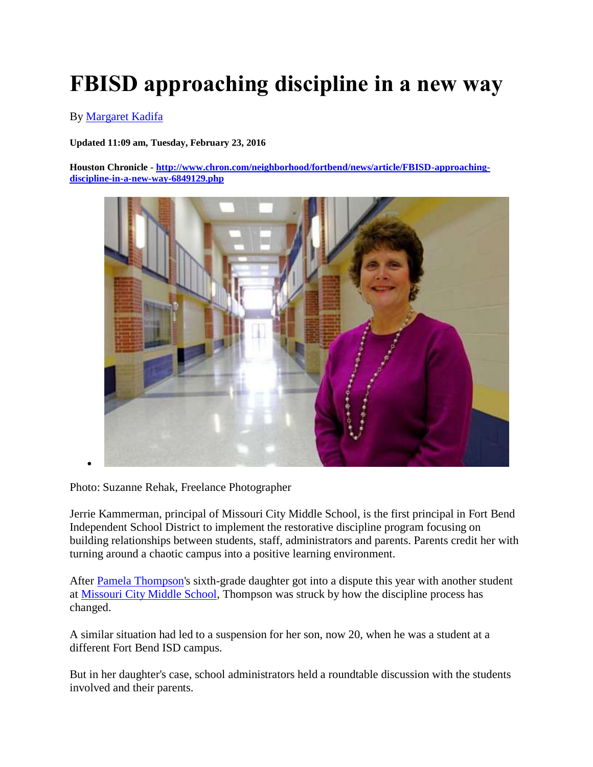# FBISD approaching discipline in a new way

By Margaret Kadifa

**Updated 11:09 am, Tuesday, February 23, 2016**

**Houston Chronicle - http://www.chron.com/neighborhood/fortbend/news/article/FBISD-approaching-discipline-in-a-new-way-6849129.php**

Photo: Suzanne Rehak, Freelance Photographer

Jerrie Kammerman, principal of Missouri City Middle School, is the first principal in Fort Bend Independent School District to implement the restorative discipline program focusing on building relationships between students, staff, administrators and parents. Parents credit her with turning around a chaotic campus into a positive learning environment.

After Pamela Thompson's sixth-grade daughter got into a dispute this year with another student at Missouri City Middle School, Thompson was struck by how the discipline process has changed.

A similar situation had led to a suspension for her son, now 20, when he was a student at a different Fort Bend ISD campus.

But in her daughter's case, school administrators held a roundtable discussion with the students involved and their parents.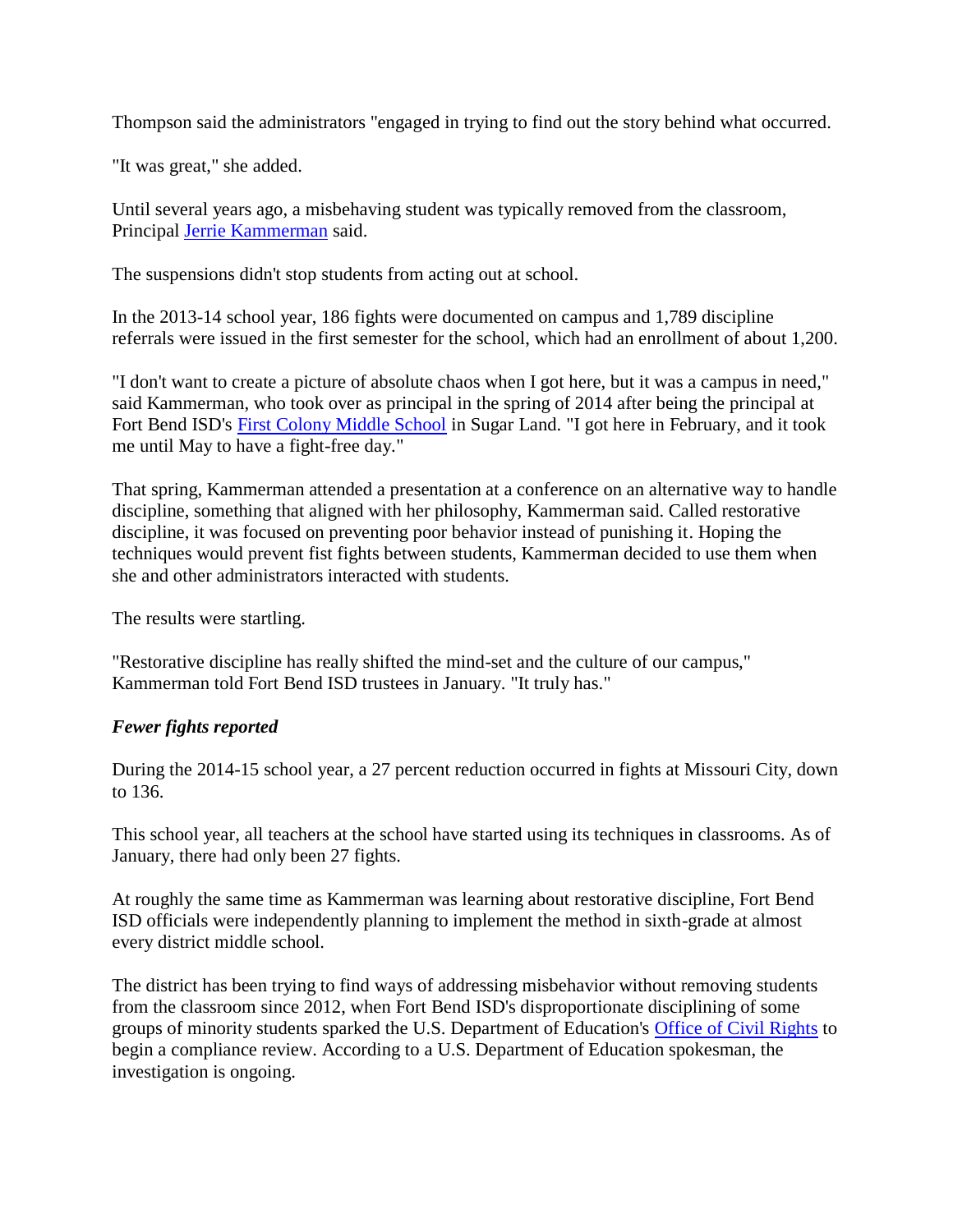Thompson said the administrators "engaged in trying to find out the story behind what occurred.

"It was great," she added.

Until several years ago, a misbehaving student was typically removed from the classroom, Principal [Jerrie Kammerman] said.

The suspensions didn't stop students from acting out at school.

In the 2013-14 school year, 186 fights were documented on campus and 1,789 discipline referrals were issued in the first semester for the school, which had an enrollment of about 1,200.

"I don't want to create a picture of absolute chaos when I got here, but it was a campus in need," said Kammerman, who took over as principal in the spring of 2014 after being the principal at Fort Bend ISD's [First Colony Middle School] in Sugar Land. "I got here in February, and it took me until May to have a fight-free day."

That spring, Kammerman attended a presentation at a conference on an alternative way to handle discipline, something that aligned with her philosophy, Kammerman said. Called restorative discipline, it was focused on preventing poor behavior instead of punishing it. Hoping the techniques would prevent fist fights between students, Kammerman decided to use them when she and other administrators interacted with students.

The results were startling.

"Restorative discipline has really shifted the mind-set and the culture of our campus," Kammerman told Fort Bend ISD trustees in January. "It truly has."

***Fewer fights reported***

During the 2014-15 school year, a 27 percent reduction occurred in fights at Missouri City, down to 136.

This school year, all teachers at the school have started using its techniques in classrooms. As of January, there had only been 27 fights.

At roughly the same time as Kammerman was learning about restorative discipline, Fort Bend ISD officials were independently planning to implement the method in sixth-grade at almost every district middle school.

The district has been trying to find ways of addressing misbehavior without removing students from the classroom since 2012, when Fort Bend ISD's disproportionate disciplining of some groups of minority students sparked the U.S. Department of Education's [Office of Civil Rights] to begin a compliance review. According to a U.S. Department of Education spokesman, the investigation is ongoing.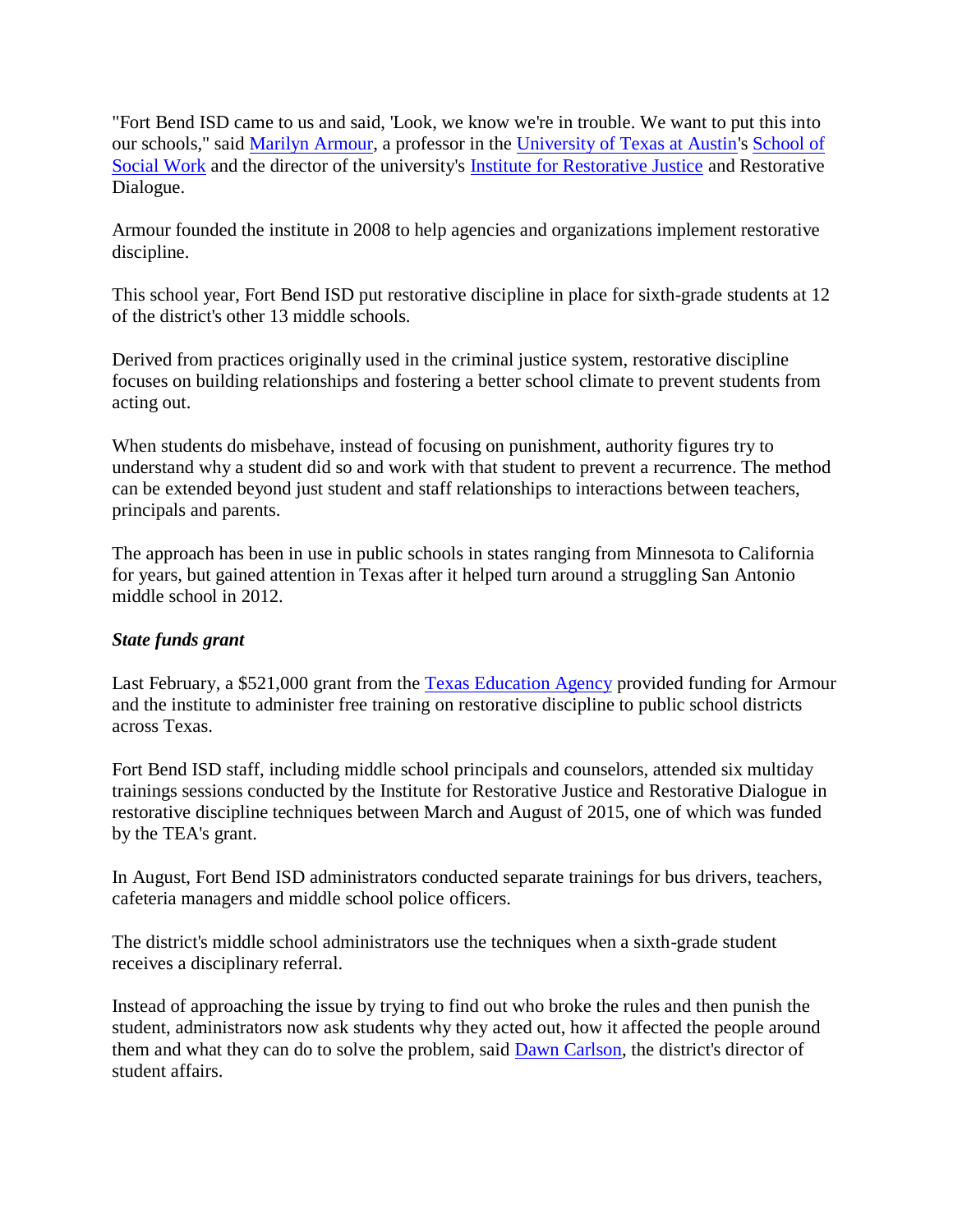"Fort Bend ISD came to us and said, 'Look, we know we're in trouble. We want to put this into our schools," said Marilyn Armour, a professor in the University of Texas at Austin's School of Social Work and the director of the university's Institute for Restorative Justice and Restorative Dialogue.

Armour founded the institute in 2008 to help agencies and organizations implement restorative discipline.

This school year, Fort Bend ISD put restorative discipline in place for sixth-grade students at 12 of the district's other 13 middle schools.

Derived from practices originally used in the criminal justice system, restorative discipline focuses on building relationships and fostering a better school climate to prevent students from acting out.

When students do misbehave, instead of focusing on punishment, authority figures try to understand why a student did so and work with that student to prevent a recurrence. The method can be extended beyond just student and staff relationships to interactions between teachers, principals and parents.

The approach has been in use in public schools in states ranging from Minnesota to California for years, but gained attention in Texas after it helped turn around a struggling San Antonio middle school in 2012.

***State funds grant***

Last February, a $521,000 grant from the Texas Education Agency provided funding for Armour and the institute to administer free training on restorative discipline to public school districts across Texas.

Fort Bend ISD staff, including middle school principals and counselors, attended six multiday trainings sessions conducted by the Institute for Restorative Justice and Restorative Dialogue in restorative discipline techniques between March and August of 2015, one of which was funded by the TEA's grant.

In August, Fort Bend ISD administrators conducted separate trainings for bus drivers, teachers, cafeteria managers and middle school police officers.

The district's middle school administrators use the techniques when a sixth-grade student receives a disciplinary referral.

Instead of approaching the issue by trying to find out who broke the rules and then punish the student, administrators now ask students why they acted out, how it affected the people around them and what they can do to solve the problem, said Dawn Carlson, the district's director of student affairs.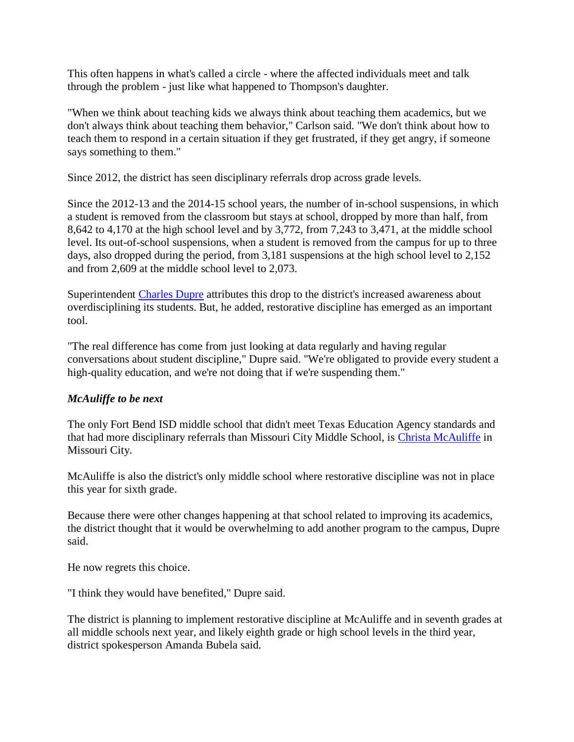This often happens in what's called a circle - where the affected individuals meet and talk through the problem - just like what happened to Thompson's daughter.

"When we think about teaching kids we always think about teaching them academics, but we don't always think about teaching them behavior," Carlson said. "We don't think about how to teach them to respond in a certain situation if they get frustrated, if they get angry, if someone says something to them."

Since 2012, the district has seen disciplinary referrals drop across grade levels.

Since the 2012-13 and the 2014-15 school years, the number of in-school suspensions, in which a student is removed from the classroom but stays at school, dropped by more than half, from 8,642 to 4,170 at the high school level and by 3,772, from 7,243 to 3,471, at the middle school level. Its out-of-school suspensions, when a student is removed from the campus for up to three days, also dropped during the period, from 3,181 suspensions at the high school level to 2,152 and from 2,609 at the middle school level to 2,073.

Superintendent [Charles Dupre] attributes this drop to the district's increased awareness about overdisciplining its students. But, he added, restorative discipline has emerged as an important tool.

"The real difference has come from just looking at data regularly and having regular conversations about student discipline," Dupre said. "We're obligated to provide every student a high-quality education, and we're not doing that if we're suspending them."

***McAuliffe to be next***

The only Fort Bend ISD middle school that didn't meet Texas Education Agency standards and that had more disciplinary referrals than Missouri City Middle School, is [Christa McAuliffe] in Missouri City.

McAuliffe is also the district's only middle school where restorative discipline was not in place this year for sixth grade.

Because there were other changes happening at that school related to improving its academics, the district thought that it would be overwhelming to add another program to the campus, Dupre said.

He now regrets this choice.

"I think they would have benefited," Dupre said.

The district is planning to implement restorative discipline at McAuliffe and in seventh grades at all middle schools next year, and likely eighth grade or high school levels in the third year, district spokesperson Amanda Bubela said.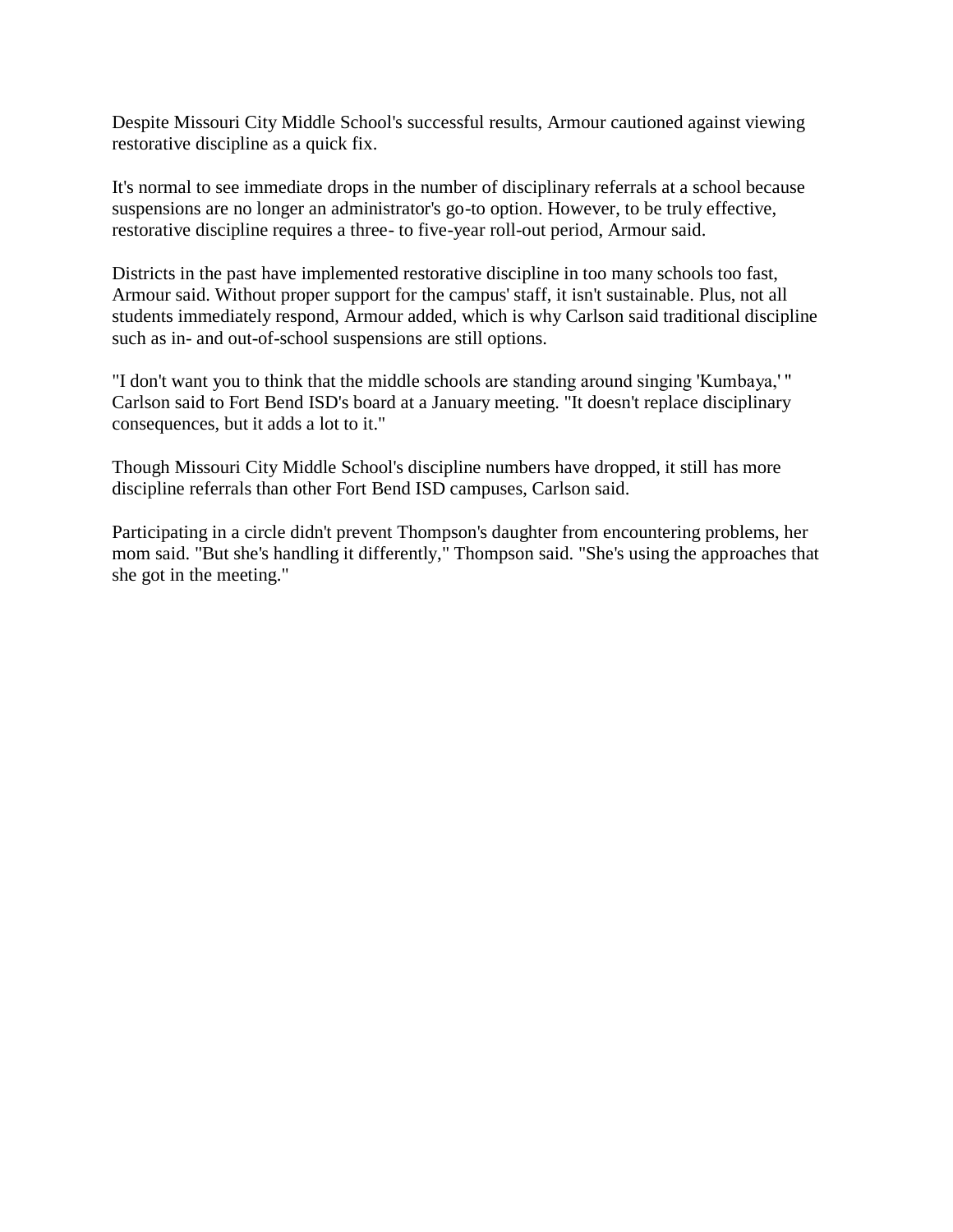Despite Missouri City Middle School's successful results, Armour cautioned against viewing restorative discipline as a quick fix.

It's normal to see immediate drops in the number of disciplinary referrals at a school because suspensions are no longer an administrator's go-to option. However, to be truly effective, restorative discipline requires a three- to five-year roll-out period, Armour said.

Districts in the past have implemented restorative discipline in too many schools too fast, Armour said. Without proper support for the campus' staff, it isn't sustainable. Plus, not all students immediately respond, Armour added, which is why Carlson said traditional discipline such as in- and out-of-school suspensions are still options.

"I don't want you to think that the middle schools are standing around singing 'Kumbaya,' " Carlson said to Fort Bend ISD's board at a January meeting. "It doesn't replace disciplinary consequences, but it adds a lot to it."

Though Missouri City Middle School's discipline numbers have dropped, it still has more discipline referrals than other Fort Bend ISD campuses, Carlson said.

Participating in a circle didn't prevent Thompson's daughter from encountering problems, her mom said. "But she's handling it differently," Thompson said. "She's using the approaches that she got in the meeting."